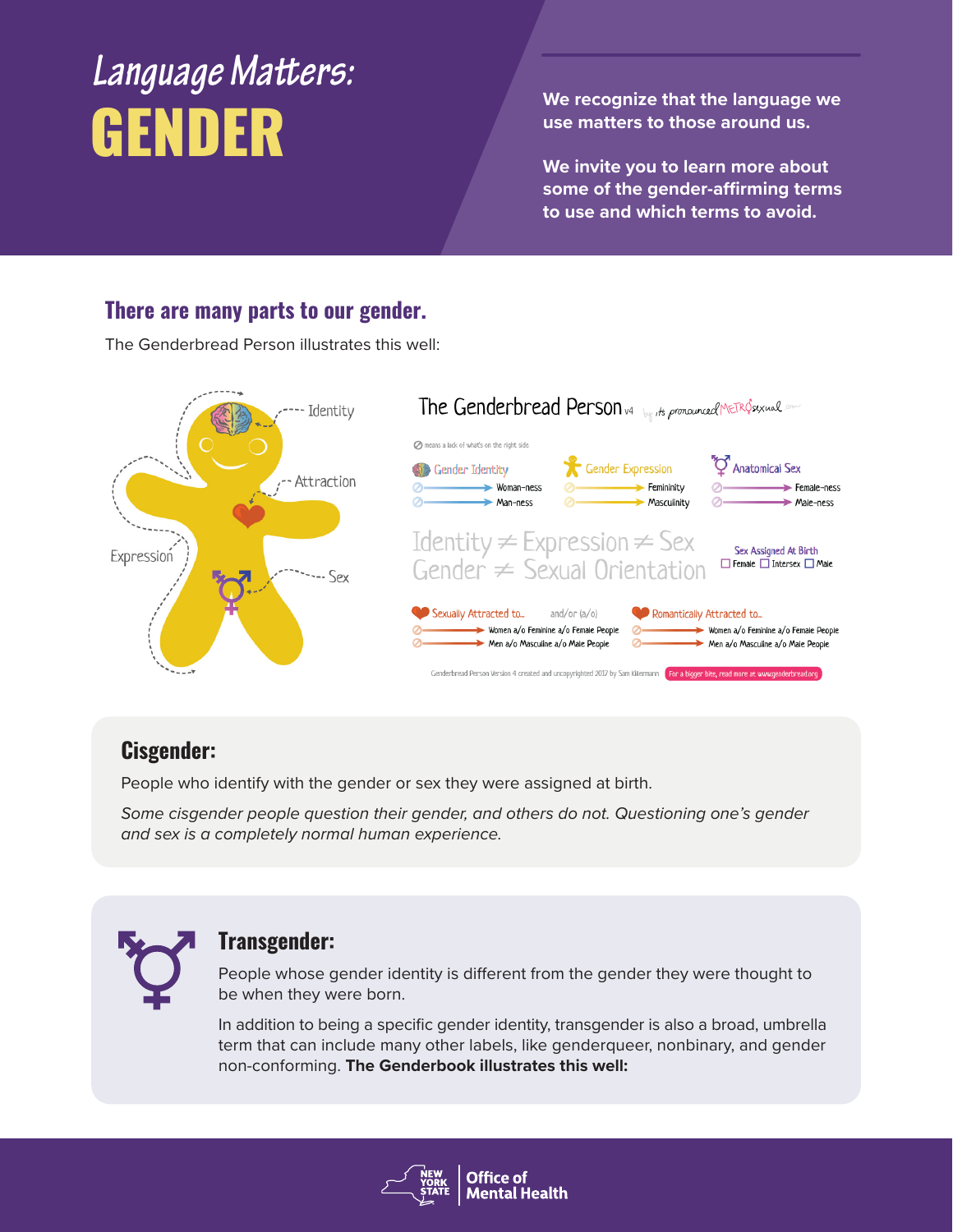# Language Matters: GENDER

We recognize that the language we use matters to those around us.

We invite you to learn more about some of the gender-affirming terms to use and which terms to avoid.

## There are many parts to our gender.

The Genderbread Person illustrates this well:

## Cisgender:

People who identify with the gender or sex they were assigned at birth.

*Some cisgender people question their gender, and others do not. Questioning one's gender and sex is a completely normal human experience.*

## Transgender:

People whose gender identity is different from the gender they were thought to be when they were born.

In addition to being a specific gender identity, transgender is also a broad, umbrella term that can include many other labels, like genderqueer, nonbinary, and gender non-conforming. **The Genderbook illustrates this well:**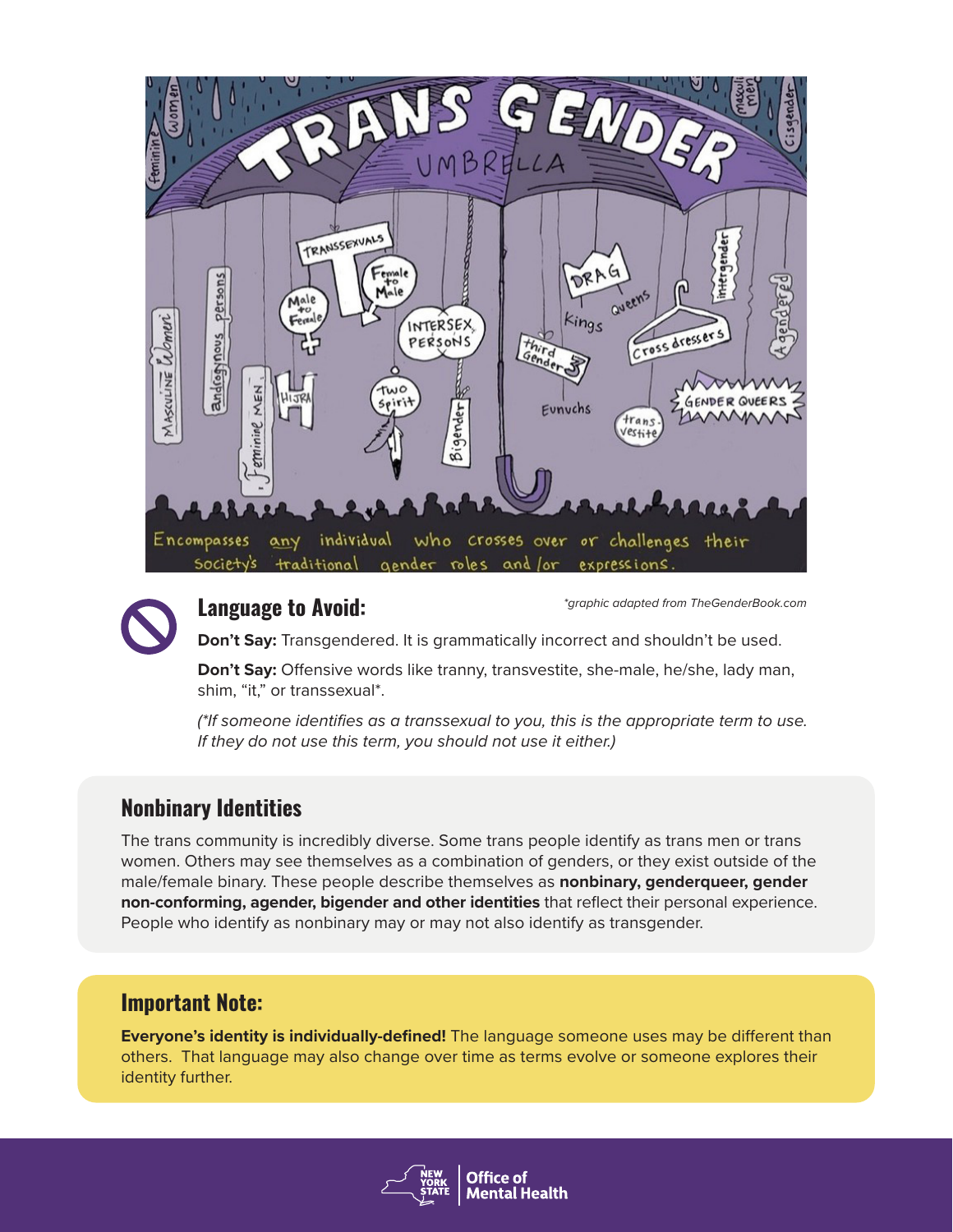## Language to Avoid:

*\*graphic adapted from TheGenderBook.com*

**Don't Say:** Transgendered. It is grammatically incorrect and shouldn't be used.

**Don't Say:** Offensive words like tranny, transvestite, she-male, he/she, lady man, shim, "it," or transsexual*.

*(\*If someone identifies as a transsexual to you, this is the appropriate term to use. If they do not use this term, you should not use it either.)*

## Nonbinary Identities

The trans community is incredibly diverse. Some trans people identify as trans men or trans women. Others may see themselves as a combination of genders, or they exist outside of the male/female binary. These people describe themselves as **nonbinary, genderqueer, gender non-conforming, agender, bigender and other identities** that reflect their personal experience. People who identify as nonbinary may or may not also identify as transgender.

## Important Note:

**Everyone's identity is individually-defined!** The language someone uses may be different than others. That language may also change over time as terms evolve or someone explores their identity further.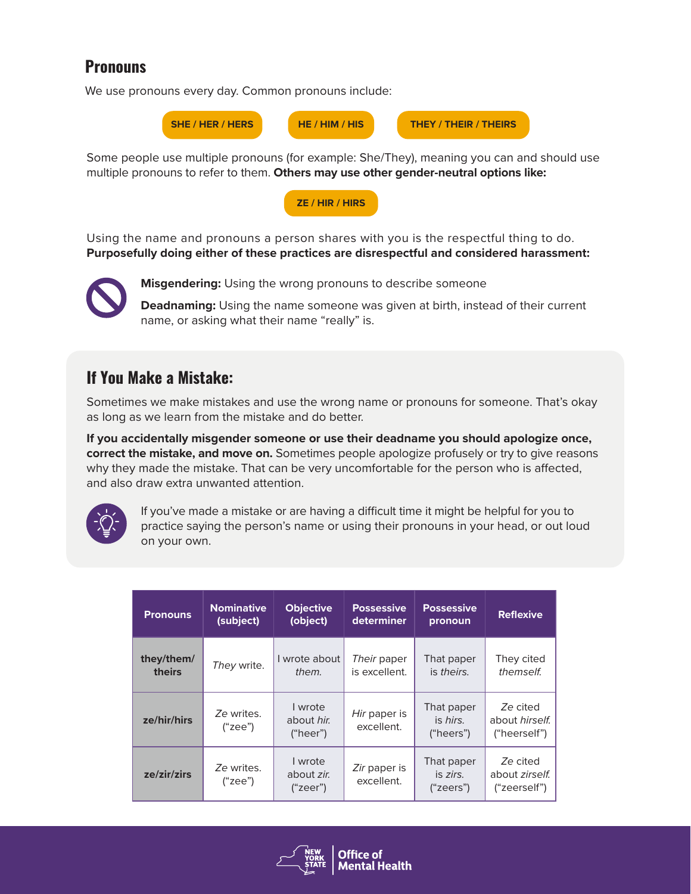## Pronouns

We use pronouns every day. Common pronouns include:

SHE / HER / HERS

HE / HIM / HIS

THEY / THEIR / THEIRS

Some people use multiple pronouns (for example: She/They), meaning you can and should use multiple pronouns to refer to them. **Others may use other gender-neutral options like:**

ZE / HIR / HIRS

Using the name and pronouns a person shares with you is the respectful thing to do. **Purposefully doing either of these practices are disrespectful and considered harassment:**

**Misgendering:** Using the wrong pronouns to describe someone

**Deadnaming:** Using the name someone was given at birth, instead of their current name, or asking what their name "really" is.

## If You Make a Mistake:

Sometimes we make mistakes and use the wrong name or pronouns for someone. That's okay as long as we learn from the mistake and do better.

**If you accidentally misgender someone or use their deadname you should apologize once, correct the mistake, and move on.** Sometimes people apologize profusely or try to give reasons why they made the mistake. That can be very uncomfortable for the person who is affected, and also draw extra unwanted attention.

If you've made a mistake or are having a difficult time it might be helpful for you to practice saying the person's name or using their pronouns in your head, or out loud on your own.

| Pronouns | Nominative (subject) | Objective (object) | Possessive determiner | Possessive pronoun | Reflexive |
|---|---|---|---|---|---|
| **they/them/theirs** | *They* write. | I wrote about *them.* | *Their* paper is excellent. | That paper is *theirs.* | They cited *themself.* |
| **ze/hir/hirs** | *Ze* writes. ("zee") | I wrote about *hir.* ("heer") | *Hir* paper is excellent. | That paper is *hirs.* ("heers") | *Ze* cited about *hirself.* ("heerself") |
| **ze/zir/zirs** | *Ze* writes. ("zee") | I wrote about *zir.* ("zeer") | *Zir* paper is excellent. | That paper is *zirs.* ("zeers") | *Ze* cited about *zirself.* ("zeerself") |

NEW YORK STATE Office of Mental Health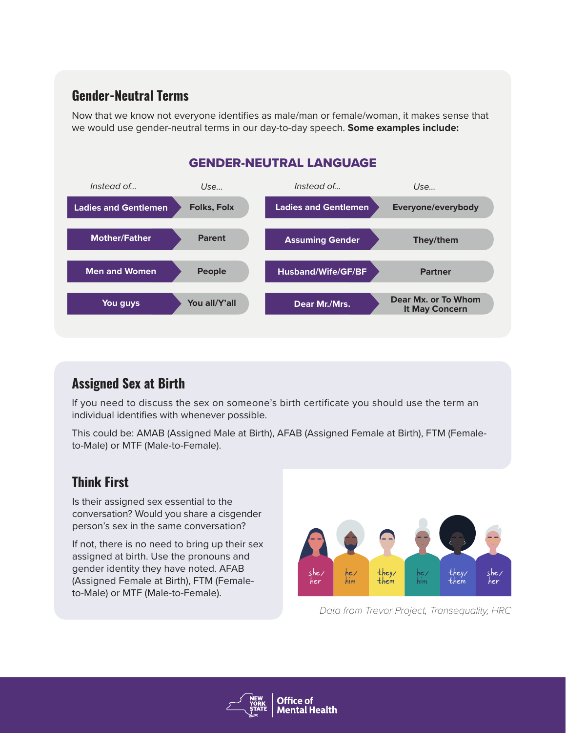## Gender-Neutral Terms

Now that we know not everyone identifies as male/man or female/woman, it makes sense that we would use gender-neutral terms in our day-to-day speech. **Some examples include:**

### GENDER-NEUTRAL LANGUAGE

| *Instead of...* | *Use...* | *Instead of...* | *Use...* |
|---|---|---|---|
| **Ladies and Gentlemen** | **Folks, Folx** | **Ladies and Gentlemen** | **Everyone/everybody** |
| **Mother/Father** | **Parent** | **Assuming Gender** | **They/them** |
| **Men and Women** | **People** | **Husband/Wife/GF/BF** | **Partner** |
| **You guys** | **You all/Y'all** | **Dear Mr./Mrs.** | **Dear Mx. or To Whom It May Concern** |

## Assigned Sex at Birth

If you need to discuss the sex on someone's birth certificate you should use the term an individual identifies with whenever possible.

This could be: AMAB (Assigned Male at Birth), AFAB (Assigned Female at Birth), FTM (Female-to-Male) or MTF (Male-to-Female).

## Think First

Is their assigned sex essential to the conversation? Would you share a cisgender person's sex in the same conversation?

If not, there is no need to bring up their sex assigned at birth. Use the pronouns and gender identity they have noted. AFAB (Assigned Female at Birth), FTM (Female-to-Male) or MTF (Male-to-Female).

she/her
he/him
they/them
he/him
they/them
she/her

*Data from Trevor Project, Transequality, HRC*

NEW YORK STATE | Office of Mental Health